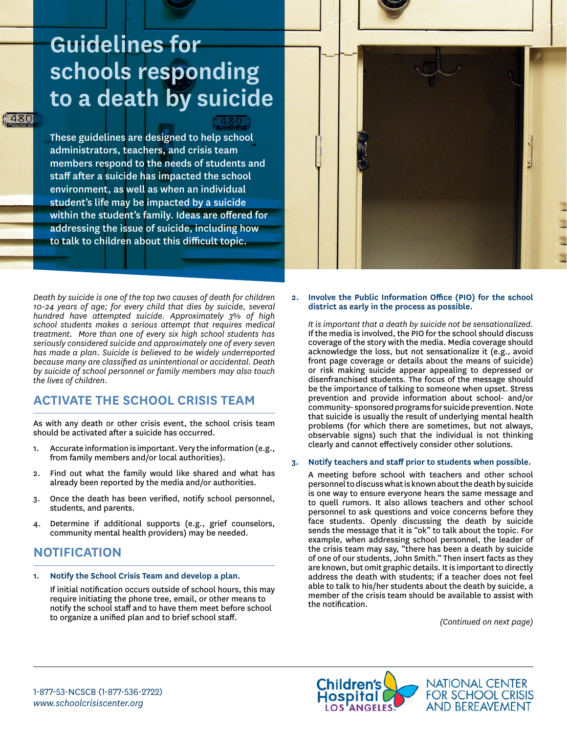# Guidelines for schools responding to a death by suicide

**These guidelines are designed to help school administrators, teachers, and crisis team members respond to the needs of students and staff after a suicide has impacted the school environment, as well as when an individual student's life may be impacted by a suicide within the student's family. Ideas are offered for addressing the issue of suicide, including how to talk to children about this difficult topic.**

*Death by suicide is one of the top two causes of death for children 10-24 years of age; for every child that dies by suicide, several hundred have attempted suicide. Approximately 3% of high school students makes a serious attempt that requires medical treatment. More than one of every six high school students has seriously considered suicide and approximately one of every seven has made a plan. Suicide is believed to be widely underreported because many are classified as unintentional or accidental. Death by suicide of school personnel or family members may also touch the lives of children.*

## ACTIVATE THE SCHOOL CRISIS TEAM

As with any death or other crisis event, the school crisis team should be activated after a suicide has occurred.

1. Accurate information is important. Very the information (e.g., from family members and/or local authorities).
2. Find out what the family would like shared and what has already been reported by the media and/or authorities.
3. Once the death has been verified, notify school personnel, students, and parents.
4. Determine if additional supports (e.g., grief counselors, community mental health providers) may be needed.

## NOTIFICATION

1. **Notify the School Crisis Team and develop a plan.**

   If initial notification occurs outside of school hours, this may require initiating the phone tree, email, or other means to notify the school staff and to have them meet before school to organize a unified plan and to brief school staff.

2. **Involve the Public Information Office (PIO) for the school district as early in the process as possible.**

   *It is important that a death by suicide not be sensationalized.* If the media is involved, the PIO for the school should discuss coverage of the story with the media. Media coverage should acknowledge the loss, but not sensationalize it (e.g., avoid front page coverage or details about the means of suicide) or risk making suicide appear appealing to depressed or disenfranchised students. The focus of the message should be the importance of talking to someone when upset. Stress prevention and provide information about school- and/or community- sponsored programs for suicide prevention. Note that suicide is usually the result of underlying mental health problems (for which there are sometimes, but not always, observable signs) such that the individual is not thinking clearly and cannot effectively consider other solutions.

3. **Notify teachers and staff prior to students when possible.**

   A meeting before school with teachers and other school personnel to discuss what is known about the death by suicide is one way to ensure everyone hears the same message and to quell rumors. It also allows teachers and other school personnel to ask questions and voice concerns before they face students. Openly discussing the death by suicide sends the message that it is "ok" to talk about the topic. For example, when addressing school personnel, the leader of the crisis team may say, "there has been a death by suicide of one of our students, John Smith." Then insert facts as they are known, but omit graphic details. It is important to directly address the death with students; if a teacher does not feel able to talk to his/her students about the death by suicide, a member of the crisis team should be available to assist with the notification.

*(Continued on next page)*

1-877-53-NCSCB (1-877-536-2722)
*www.schoolcrisiscenter.org*

Children's Hospital LOS ANGELES
NATIONAL CENTER FOR SCHOOL CRISIS AND BEREAVEMENT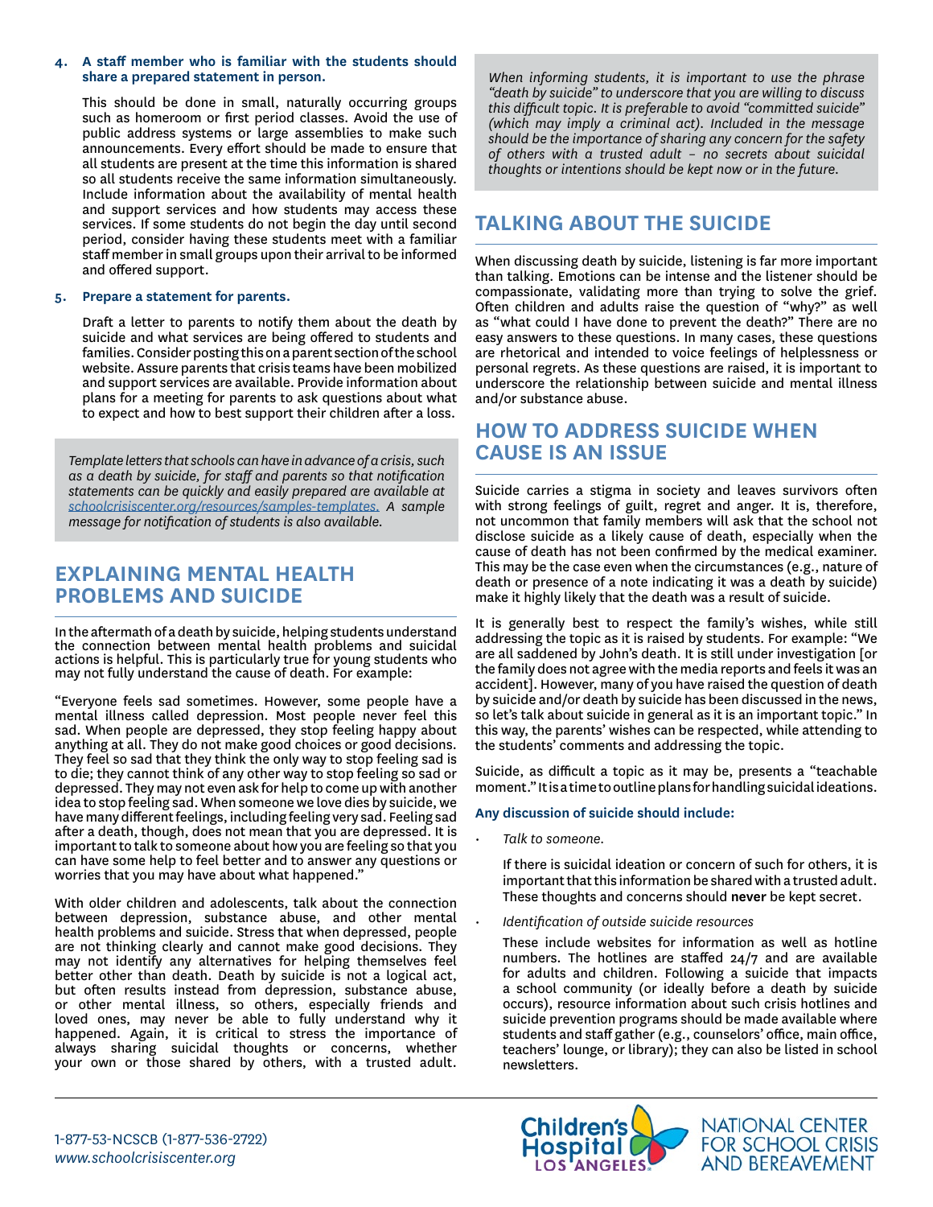4. **A staff member who is familiar with the students should share a prepared statement in person.**

   This should be done in small, naturally occurring groups such as homeroom or first period classes. Avoid the use of public address systems or large assemblies to make such announcements. Every effort should be made to ensure that all students are present at the time this information is shared so all students receive the same information simultaneously. Include information about the availability of mental health and support services and how students may access these services. If some students do not begin the day until second period, consider having these students meet with a familiar staff member in small groups upon their arrival to be informed and offered support.

5. **Prepare a statement for parents.**

   Draft a letter to parents to notify them about the death by suicide and what services are being offered to students and families. Consider posting this on a parent section of the school website. Assure parents that crisis teams have been mobilized and support services are available. Provide information about plans for a meeting for parents to ask questions about what to expect and how to best support their children after a loss.

*Template letters that schools can have in advance of a crisis, such as a death by suicide, for staff and parents so that notification statements can be quickly and easily prepared are available at schoolcrisiscenter.org/resources/samples-templates. A sample message for notification of students is also available.*

## EXPLAINING MENTAL HEALTH PROBLEMS AND SUICIDE

In the aftermath of a death by suicide, helping students understand the connection between mental health problems and suicidal actions is helpful. This is particularly true for young students who may not fully understand the cause of death. For example:

"Everyone feels sad sometimes. However, some people have a mental illness called depression. Most people never feel this sad. When people are depressed, they stop feeling happy about anything at all. They do not make good choices or good decisions. They feel so sad that they think the only way to stop feeling sad is to die; they cannot think of any other way to stop feeling so sad or depressed. They may not even ask for help to come up with another idea to stop feeling sad. When someone we love dies by suicide, we have many different feelings, including feeling very sad. Feeling sad after a death, though, does not mean that you are depressed. It is important to talk to someone about how you are feeling so that you can have some help to feel better and to answer any questions or worries that you may have about what happened."

With older children and adolescents, talk about the connection between depression, substance abuse, and other mental health problems and suicide. Stress that when depressed, people are not thinking clearly and cannot make good decisions. They may not identify any alternatives for helping themselves feel better other than death. Death by suicide is not a logical act, but often results instead from depression, substance abuse, or other mental illness, so others, especially friends and loved ones, may never be able to fully understand why it happened. Again, it is critical to stress the importance of always sharing suicidal thoughts or concerns, whether your own or those shared by others, with a trusted adult.

*When informing students, it is important to use the phrase "death by suicide" to underscore that you are willing to discuss this difficult topic. It is preferable to avoid "committed suicide" (which may imply a criminal act). Included in the message should be the importance of sharing any concern for the safety of others with a trusted adult – no secrets about suicidal thoughts or intentions should be kept now or in the future.*

## TALKING ABOUT THE SUICIDE

When discussing death by suicide, listening is far more important than talking. Emotions can be intense and the listener should be compassionate, validating more than trying to solve the grief. Often children and adults raise the question of "why?" as well as "what could I have done to prevent the death?" There are no easy answers to these questions. In many cases, these questions are rhetorical and intended to voice feelings of helplessness or personal regrets. As these questions are raised, it is important to underscore the relationship between suicide and mental illness and/or substance abuse.

## HOW TO ADDRESS SUICIDE WHEN CAUSE IS AN ISSUE

Suicide carries a stigma in society and leaves survivors often with strong feelings of guilt, regret and anger. It is, therefore, not uncommon that family members will ask that the school not disclose suicide as a likely cause of death, especially when the cause of death has not been confirmed by the medical examiner. This may be the case even when the circumstances (e.g., nature of death or presence of a note indicating it was a death by suicide) make it highly likely that the death was a result of suicide.

It is generally best to respect the family's wishes, while still addressing the topic as it is raised by students. For example: "We are all saddened by John's death. It is still under investigation [or the family does not agree with the media reports and feels it was an accident]. However, many of you have raised the question of death by suicide and/or death by suicide has been discussed in the news, so let's talk about suicide in general as it is an important topic." In this way, the parents' wishes can be respected, while attending to the students' comments and addressing the topic.

Suicide, as difficult a topic as it may be, presents a "teachable moment." It is a time to outline plans for handling suicidal ideations.

**Any discussion of suicide should include:**

- *Talk to someone.*

  If there is suicidal ideation or concern of such for others, it is important that this information be shared with a trusted adult. These thoughts and concerns should **never** be kept secret.

- *Identification of outside suicide resources*

  These include websites for information as well as hotline numbers. The hotlines are staffed 24/7 and are available for adults and children. Following a suicide that impacts a school community (or ideally before a death by suicide occurs), resource information about such crisis hotlines and suicide prevention programs should be made available where students and staff gather (e.g., counselors' office, main office, teachers' lounge, or library); they can also be listed in school newsletters.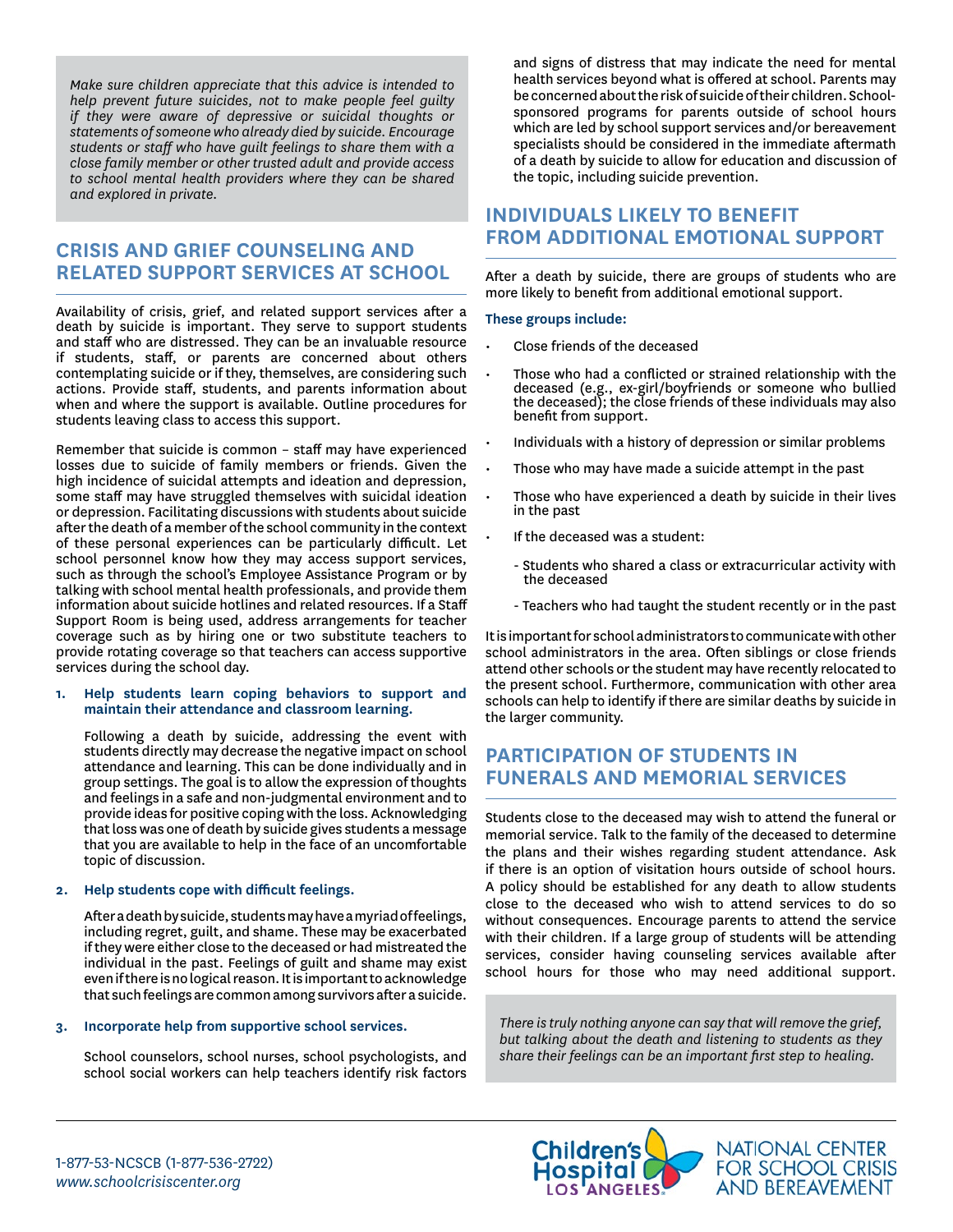*Make sure children appreciate that this advice is intended to help prevent future suicides, not to make people feel guilty if they were aware of depressive or suicidal thoughts or statements of someone who already died by suicide. Encourage students or staff who have guilt feelings to share them with a close family member or other trusted adult and provide access to school mental health providers where they can be shared and explored in private.*

## CRISIS AND GRIEF COUNSELING AND RELATED SUPPORT SERVICES AT SCHOOL

Availability of crisis, grief, and related support services after a death by suicide is important. They serve to support students and staff who are distressed. They can be an invaluable resource if students, staff, or parents are concerned about others contemplating suicide or if they, themselves, are considering such actions. Provide staff, students, and parents information about when and where the support is available. Outline procedures for students leaving class to access this support.

Remember that suicide is common – staff may have experienced losses due to suicide of family members or friends. Given the high incidence of suicidal attempts and ideation and depression, some staff may have struggled themselves with suicidal ideation or depression. Facilitating discussions with students about suicide after the death of a member of the school community in the context of these personal experiences can be particularly difficult. Let school personnel know how they may access support services, such as through the school's Employee Assistance Program or by talking with school mental health professionals, and provide them information about suicide hotlines and related resources. If a Staff Support Room is being used, address arrangements for teacher coverage such as by hiring one or two substitute teachers to provide rotating coverage so that teachers can access supportive services during the school day.

1. **Help students learn coping behaviors to support and maintain their attendance and classroom learning.**

   Following a death by suicide, addressing the event with students directly may decrease the negative impact on school attendance and learning. This can be done individually and in group settings. The goal is to allow the expression of thoughts and feelings in a safe and non-judgmental environment and to provide ideas for positive coping with the loss. Acknowledging that loss was one of death by suicide gives students a message that you are available to help in the face of an uncomfortable topic of discussion.

2. **Help students cope with difficult feelings.**

   After a death by suicide, students may have a myriad of feelings, including regret, guilt, and shame. These may be exacerbated if they were either close to the deceased or had mistreated the individual in the past. Feelings of guilt and shame may exist even if there is no logical reason. It is important to acknowledge that such feelings are common among survivors after a suicide.

3. **Incorporate help from supportive school services.**

   School counselors, school nurses, school psychologists, and school social workers can help teachers identify risk factors and signs of distress that may indicate the need for mental health services beyond what is offered at school. Parents may be concerned about the risk of suicide of their children. School-sponsored programs for parents outside of school hours which are led by school support services and/or bereavement specialists should be considered in the immediate aftermath of a death by suicide to allow for education and discussion of the topic, including suicide prevention.

## INDIVIDUALS LIKELY TO BENEFIT FROM ADDITIONAL EMOTIONAL SUPPORT

After a death by suicide, there are groups of students who are more likely to benefit from additional emotional support.

**These groups include:**

- Close friends of the deceased
- Those who had a conflicted or strained relationship with the deceased (e.g., ex-girl/boyfriends or someone who bullied the deceased); the close friends of these individuals may also benefit from support.
- Individuals with a history of depression or similar problems
- Those who may have made a suicide attempt in the past
- Those who have experienced a death by suicide in their lives in the past
- If the deceased was a student:
  - Students who shared a class or extracurricular activity with the deceased
  - Teachers who had taught the student recently or in the past

It is important for school administrators to communicate with other school administrators in the area. Often siblings or close friends attend other schools or the student may have recently relocated to the present school. Furthermore, communication with other area schools can help to identify if there are similar deaths by suicide in the larger community.

## PARTICIPATION OF STUDENTS IN FUNERALS AND MEMORIAL SERVICES

Students close to the deceased may wish to attend the funeral or memorial service. Talk to the family of the deceased to determine the plans and their wishes regarding student attendance. Ask if there is an option of visitation hours outside of school hours. A policy should be established for any death to allow students close to the deceased who wish to attend services to do so without consequences. Encourage parents to attend the service with their children. If a large group of students will be attending services, consider having counseling services available after school hours for those who may need additional support.

*There is truly nothing anyone can say that will remove the grief, but talking about the death and listening to students as they share their feelings can be an important first step to healing.*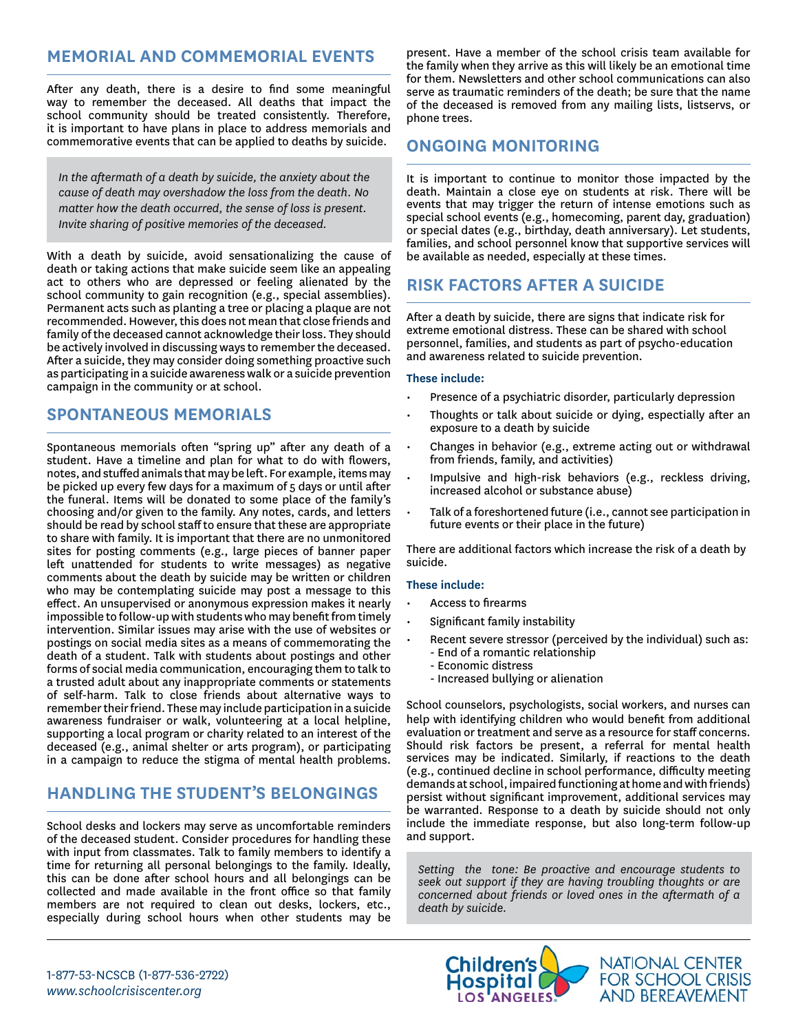## MEMORIAL AND COMMEMORIAL EVENTS

After any death, there is a desire to find some meaningful way to remember the deceased. All deaths that impact the school community should be treated consistently. Therefore, it is important to have plans in place to address memorials and commemorative events that can be applied to deaths by suicide.

*In the aftermath of a death by suicide, the anxiety about the cause of death may overshadow the loss from the death. No matter how the death occurred, the sense of loss is present. Invite sharing of positive memories of the deceased.*

With a death by suicide, avoid sensationalizing the cause of death or taking actions that make suicide seem like an appealing act to others who are depressed or feeling alienated by the school community to gain recognition (e.g., special assemblies). Permanent acts such as planting a tree or placing a plaque are not recommended. However, this does not mean that close friends and family of the deceased cannot acknowledge their loss. They should be actively involved in discussing ways to remember the deceased. After a suicide, they may consider doing something proactive such as participating in a suicide awareness walk or a suicide prevention campaign in the community or at school.

## SPONTANEOUS MEMORIALS

Spontaneous memorials often "spring up" after any death of a student. Have a timeline and plan for what to do with flowers, notes, and stuffed animals that may be left. For example, items may be picked up every few days for a maximum of 5 days or until after the funeral. Items will be donated to some place of the family's choosing and/or given to the family. Any notes, cards, and letters should be read by school staff to ensure that these are appropriate to share with family. It is important that there are no unmonitored sites for posting comments (e.g., large pieces of banner paper left unattended for students to write messages) as negative comments about the death by suicide may be written or children who may be contemplating suicide may post a message to this effect. An unsupervised or anonymous expression makes it nearly impossible to follow-up with students who may benefit from timely intervention. Similar issues may arise with the use of websites or postings on social media sites as a means of commemorating the death of a student. Talk with students about postings and other forms of social media communication, encouraging them to talk to a trusted adult about any inappropriate comments or statements of self-harm. Talk to close friends about alternative ways to remember their friend. These may include participation in a suicide awareness fundraiser or walk, volunteering at a local helpline, supporting a local program or charity related to an interest of the deceased (e.g., animal shelter or arts program), or participating in a campaign to reduce the stigma of mental health problems.

## HANDLING THE STUDENT'S BELONGINGS

School desks and lockers may serve as uncomfortable reminders of the deceased student. Consider procedures for handling these with input from classmates. Talk to family members to identify a time for returning all personal belongings to the family. Ideally, this can be done after school hours and all belongings can be collected and made available in the front office so that family members are not required to clean out desks, lockers, etc., especially during school hours when other students may be present. Have a member of the school crisis team available for the family when they arrive as this will likely be an emotional time for them. Newsletters and other school communications can also serve as traumatic reminders of the death; be sure that the name of the deceased is removed from any mailing lists, listservs, or phone trees.

## ONGOING MONITORING

It is important to continue to monitor those impacted by the death. Maintain a close eye on students at risk. There will be events that may trigger the return of intense emotions such as special school events (e.g., homecoming, parent day, graduation) or special dates (e.g., birthday, death anniversary). Let students, families, and school personnel know that supportive services will be available as needed, especially at these times.

## RISK FACTORS AFTER A SUICIDE

After a death by suicide, there are signs that indicate risk for extreme emotional distress. These can be shared with school personnel, families, and students as part of psycho-education and awareness related to suicide prevention.

**These include:**

- Presence of a psychiatric disorder, particularly depression
- Thoughts or talk about suicide or dying, especially after an exposure to a death by suicide
- Changes in behavior (e.g., extreme acting out or withdrawal from friends, family, and activities)
- Impulsive and high-risk behaviors (e.g., reckless driving, increased alcohol or substance abuse)
- Talk of a foreshortened future (i.e., cannot see participation in future events or their place in the future)

There are additional factors which increase the risk of a death by suicide.

**These include:**

- Access to firearms
- Significant family instability
- Recent severe stressor (perceived by the individual) such as:
  - End of a romantic relationship
  - Economic distress
  - Increased bullying or alienation

School counselors, psychologists, social workers, and nurses can help with identifying children who would benefit from additional evaluation or treatment and serve as a resource for staff concerns. Should risk factors be present, a referral for mental health services may be indicated. Similarly, if reactions to the death (e.g., continued decline in school performance, difficulty meeting demands at school, impaired functioning at home and with friends) persist without significant improvement, additional services may be warranted. Response to a death by suicide should not only include the immediate response, but also long-term follow-up and support.

*Setting the tone: Be proactive and encourage students to seek out support if they are having troubling thoughts or are concerned about friends or loved ones in the aftermath of a death by suicide.*

1-877-53-NCSCB (1-877-536-2722)
*www.schoolcrisiscenter.org*

Children's Hospital LOS ANGELES
NATIONAL CENTER FOR SCHOOL CRISIS AND BEREAVEMENT